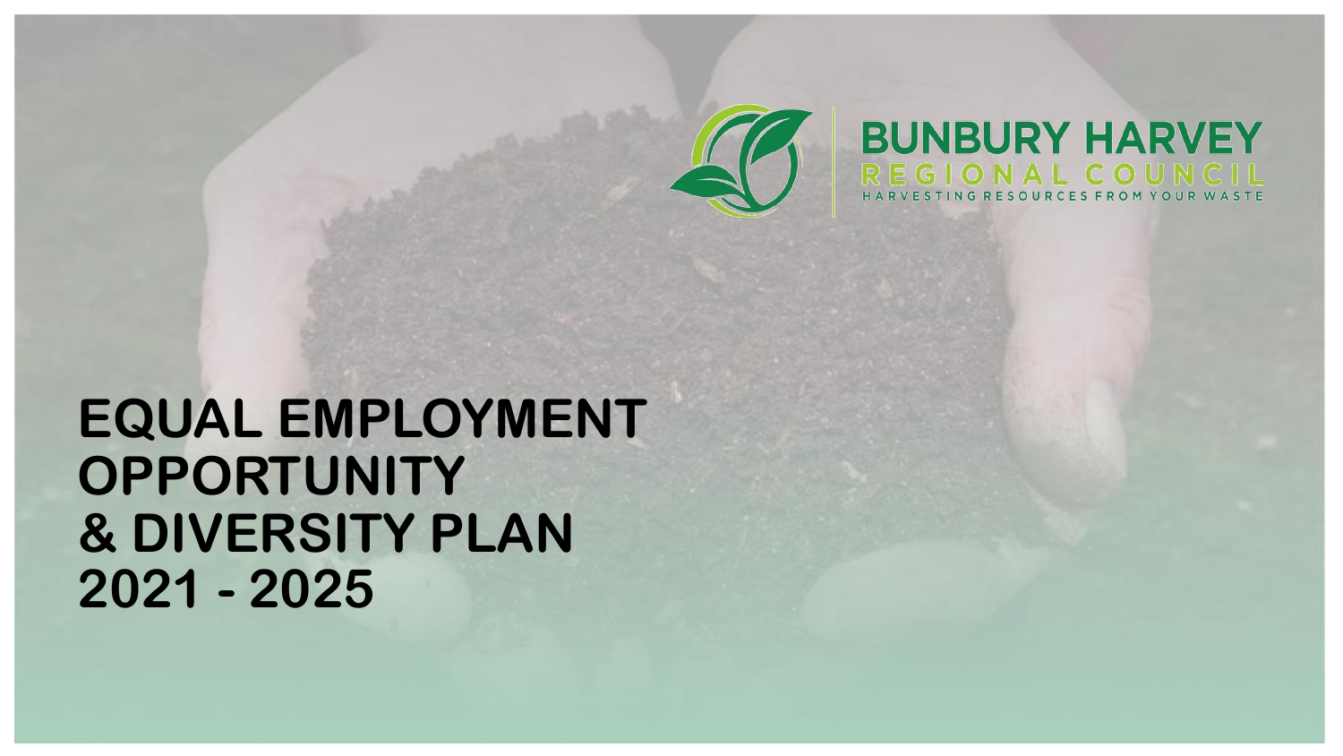BUNBURY HARVEY
REGIONAL COUNCIL
HARVESTING RESOURCES FROM YOUR WASTE

# EQUAL EMPLOYMENT OPPORTUNITY & DIVERSITY PLAN 2021 - 2025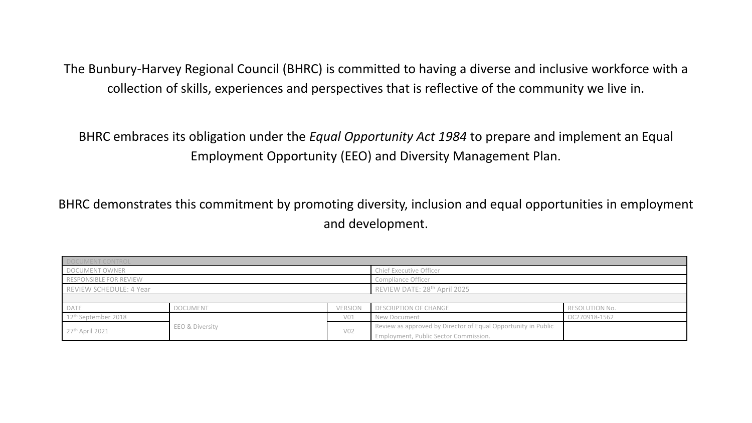The Bunbury-Harvey Regional Council (BHRC) is committed to having a diverse and inclusive workforce with a collection of skills, experiences and perspectives that is reflective of the community we live in.

BHRC embraces its obligation under the *Equal Opportunity Act 1984* to prepare and implement an Equal Employment Opportunity (EEO) and Diversity Management Plan.

BHRC demonstrates this commitment by promoting diversity, inclusion and equal opportunities in employment and development.

| DOCUMENT CONTROL | | | | |
| --- | --- | --- | --- | --- |
| DOCUMENT OWNER | | | Chief Executive Officer | |
| RESPONSIBLE FOR REVIEW | | | Compliance Officer | |
| REVIEW SCHEDULE: 4 Year | | | REVIEW DATE: 28th April 2025 | |
| | | | | |
| DATE | DOCUMENT | VERSION | DESCRIPTION OF CHANGE | RESOLUTION No. |
| 12th September 2018 | EEO & Diversity | V01 | New Document | OC270918-1562 |
| 27th April 2021 | | V02 | Review as approved by Director of Equal Opportunity in Public Employment, Public Sector Commission. | |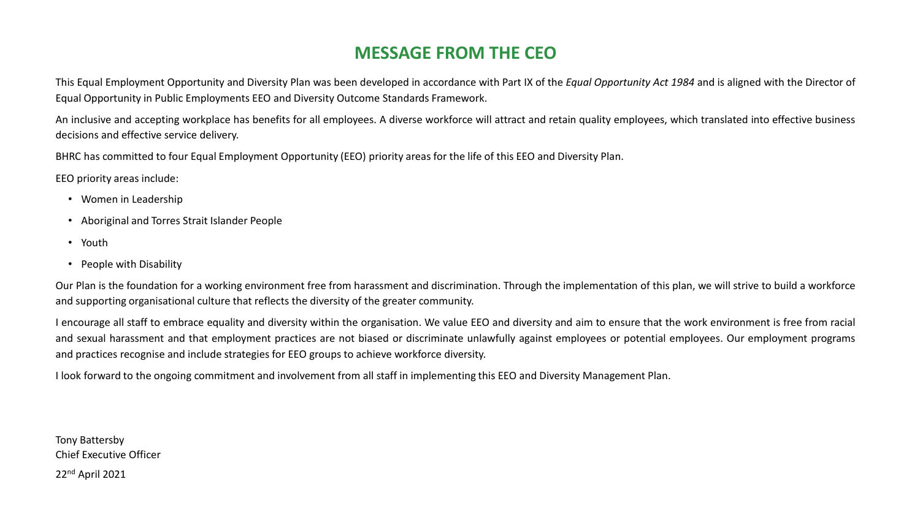# MESSAGE FROM THE CEO

This Equal Employment Opportunity and Diversity Plan was been developed in accordance with Part IX of the *Equal Opportunity Act 1984* and is aligned with the Director of Equal Opportunity in Public Employments EEO and Diversity Outcome Standards Framework.

An inclusive and accepting workplace has benefits for all employees. A diverse workforce will attract and retain quality employees, which translated into effective business decisions and effective service delivery.

BHRC has committed to four Equal Employment Opportunity (EEO) priority areas for the life of this EEO and Diversity Plan.

EEO priority areas include:

- Women in Leadership
- Aboriginal and Torres Strait Islander People
- Youth
- People with Disability

Our Plan is the foundation for a working environment free from harassment and discrimination. Through the implementation of this plan, we will strive to build a workforce and supporting organisational culture that reflects the diversity of the greater community.

I encourage all staff to embrace equality and diversity within the organisation. We value EEO and diversity and aim to ensure that the work environment is free from racial and sexual harassment and that employment practices are not biased or discriminate unlawfully against employees or potential employees. Our employment programs and practices recognise and include strategies for EEO groups to achieve workforce diversity.

I look forward to the ongoing commitment and involvement from all staff in implementing this EEO and Diversity Management Plan.

Tony Battersby
Chief Executive Officer

22nd April 2021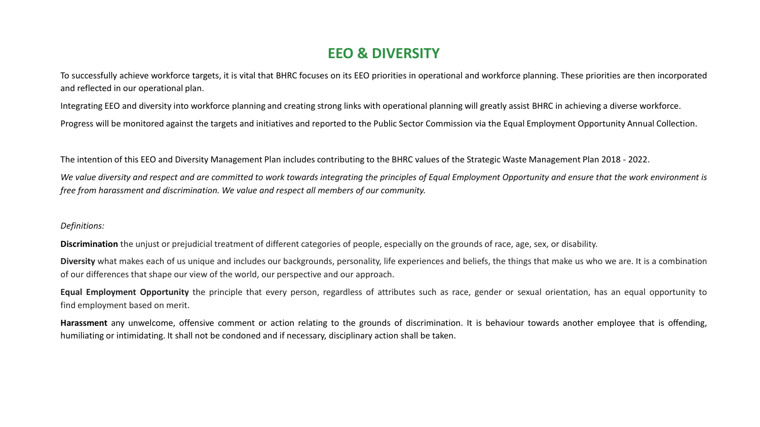# EEO & DIVERSITY

To successfully achieve workforce targets, it is vital that BHRC focuses on its EEO priorities in operational and workforce planning. These priorities are then incorporated and reflected in our operational plan.

Integrating EEO and diversity into workforce planning and creating strong links with operational planning will greatly assist BHRC in achieving a diverse workforce.

Progress will be monitored against the targets and initiatives and reported to the Public Sector Commission via the Equal Employment Opportunity Annual Collection.

The intention of this EEO and Diversity Management Plan includes contributing to the BHRC values of the Strategic Waste Management Plan 2018 - 2022.

*We value diversity and respect and are committed to work towards integrating the principles of Equal Employment Opportunity and ensure that the work environment is free from harassment and discrimination. We value and respect all members of our community.*

*Definitions:*

**Discrimination** the unjust or prejudicial treatment of different categories of people, especially on the grounds of race, age, sex, or disability.

**Diversity** what makes each of us unique and includes our backgrounds, personality, life experiences and beliefs, the things that make us who we are. It is a combination of our differences that shape our view of the world, our perspective and our approach.

**Equal Employment Opportunity** the principle that every person, regardless of attributes such as race, gender or sexual orientation, has an equal opportunity to find employment based on merit.

**Harassment** any unwelcome, offensive comment or action relating to the grounds of discrimination. It is behaviour towards another employee that is offending, humiliating or intimidating. It shall not be condoned and if necessary, disciplinary action shall be taken.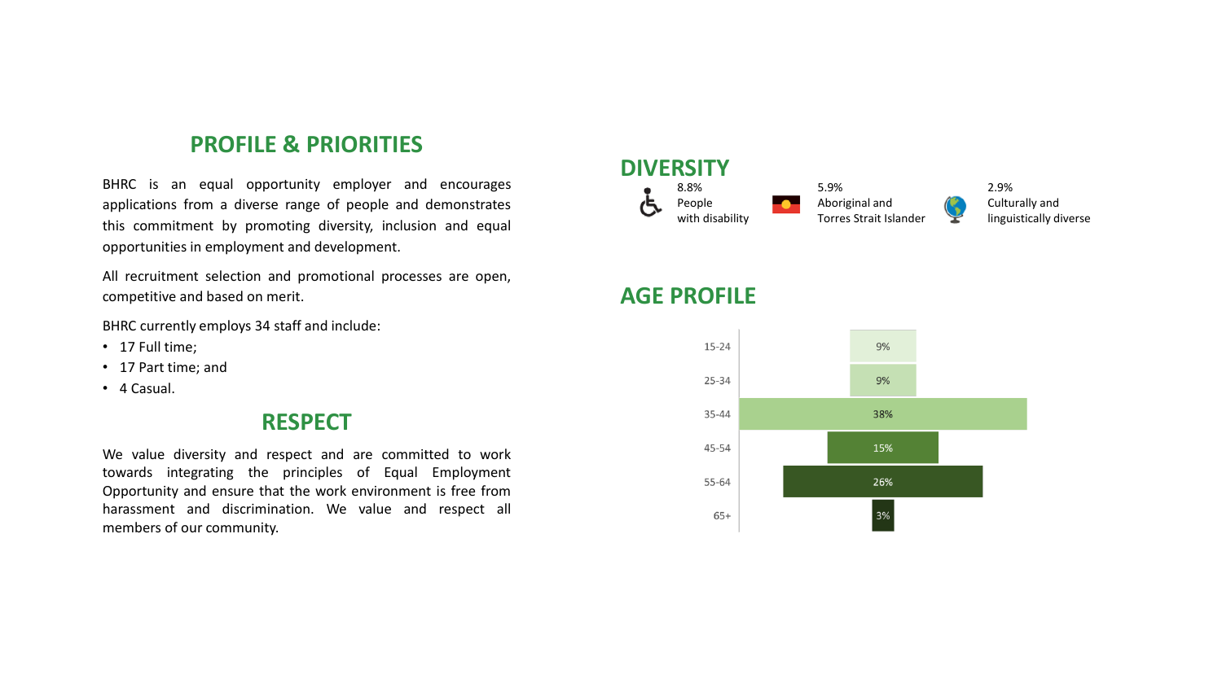## PROFILE & PRIORITIES

BHRC is an equal opportunity employer and encourages applications from a diverse range of people and demonstrates this commitment by promoting diversity, inclusion and equal opportunities in employment and development.

All recruitment selection and promotional processes are open, competitive and based on merit.

BHRC currently employs 34 staff and include:

- 17 Full time;
- 17 Part time; and
- 4 Casual.

## RESPECT

We value diversity and respect and are committed to work towards integrating the principles of Equal Employment Opportunity and ensure that the work environment is free from harassment and discrimination. We value and respect all members of our community.

## DIVERSITY

8.8% People with disability

5.9% Aboriginal and Torres Strait Islander

2.9% Culturally and linguistically diverse

## AGE PROFILE

| Age | % |
| --- | --- |
| 15-24 | 9% |
| 25-34 | 9% |
| 35-44 | 38% |
| 45-54 | 15% |
| 55-64 | 26% |
| 65+ | 3% |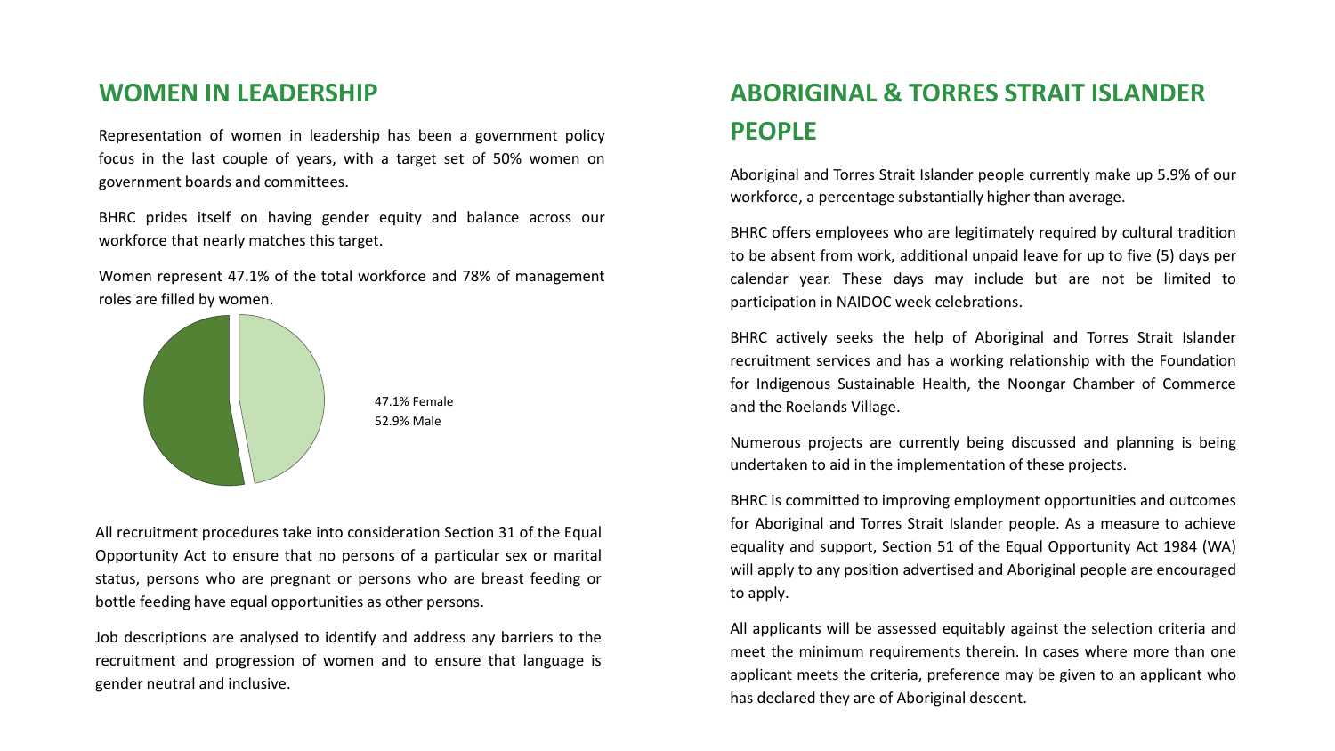## WOMEN IN LEADERSHIP

Representation of women in leadership has been a government policy focus in the last couple of years, with a target set of 50% women on government boards and committees.

BHRC prides itself on having gender equity and balance across our workforce that nearly matches this target.

Women represent 47.1% of the total workforce and 78% of management roles are filled by women.

47.1% Female
52.9% Male

All recruitment procedures take into consideration Section 31 of the Equal Opportunity Act to ensure that no persons of a particular sex or marital status, persons who are pregnant or persons who are breast feeding or bottle feeding have equal opportunities as other persons.

Job descriptions are analysed to identify and address any barriers to the recruitment and progression of women and to ensure that language is gender neutral and inclusive.

## ABORIGINAL & TORRES STRAIT ISLANDER PEOPLE

Aboriginal and Torres Strait Islander people currently make up 5.9% of our workforce, a percentage substantially higher than average.

BHRC offers employees who are legitimately required by cultural tradition to be absent from work, additional unpaid leave for up to five (5) days per calendar year. These days may include but are not be limited to participation in NAIDOC week celebrations.

BHRC actively seeks the help of Aboriginal and Torres Strait Islander recruitment services and has a working relationship with the Foundation for Indigenous Sustainable Health, the Noongar Chamber of Commerce and the Roelands Village.

Numerous projects are currently being discussed and planning is being undertaken to aid in the implementation of these projects.

BHRC is committed to improving employment opportunities and outcomes for Aboriginal and Torres Strait Islander people. As a measure to achieve equality and support, Section 51 of the Equal Opportunity Act 1984 (WA) will apply to any position advertised and Aboriginal people are encouraged to apply.

All applicants will be assessed equitably against the selection criteria and meet the minimum requirements therein. In cases where more than one applicant meets the criteria, preference may be given to an applicant who has declared they are of Aboriginal descent.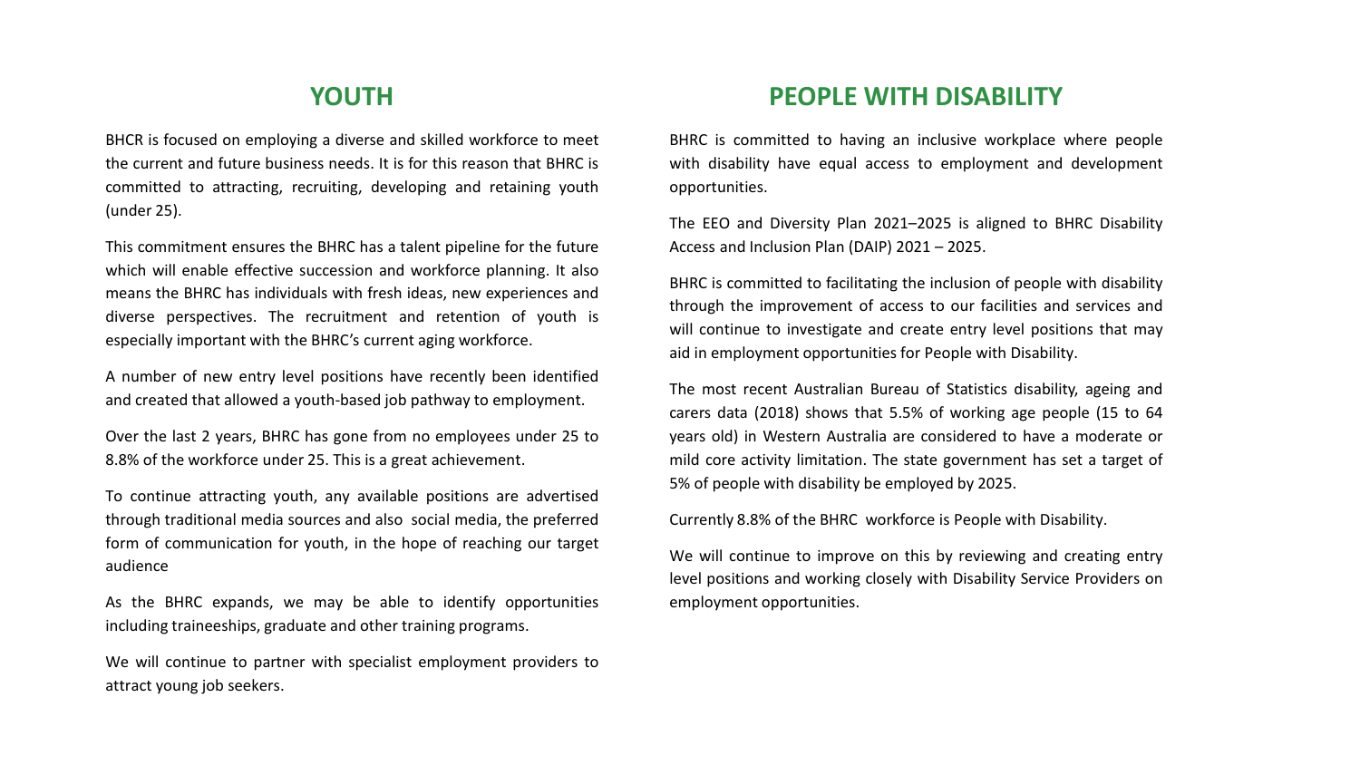## YOUTH

BHCR is focused on employing a diverse and skilled workforce to meet the current and future business needs. It is for this reason that BHRC is committed to attracting, recruiting, developing and retaining youth (under 25).

This commitment ensures the BHRC has a talent pipeline for the future which will enable effective succession and workforce planning. It also means the BHRC has individuals with fresh ideas, new experiences and diverse perspectives. The recruitment and retention of youth is especially important with the BHRC's current aging workforce.

A number of new entry level positions have recently been identified and created that allowed a youth-based job pathway to employment.

Over the last 2 years, BHRC has gone from no employees under 25 to 8.8% of the workforce under 25. This is a great achievement.

To continue attracting youth, any available positions are advertised through traditional media sources and also social media, the preferred form of communication for youth, in the hope of reaching our target audience

As the BHRC expands, we may be able to identify opportunities including traineeships, graduate and other training programs.

We will continue to partner with specialist employment providers to attract young job seekers.

## PEOPLE WITH DISABILITY

BHRC is committed to having an inclusive workplace where people with disability have equal access to employment and development opportunities.

The EEO and Diversity Plan 2021–2025 is aligned to BHRC Disability Access and Inclusion Plan (DAIP) 2021 – 2025.

BHRC is committed to facilitating the inclusion of people with disability through the improvement of access to our facilities and services and will continue to investigate and create entry level positions that may aid in employment opportunities for People with Disability.

The most recent Australian Bureau of Statistics disability, ageing and carers data (2018) shows that 5.5% of working age people (15 to 64 years old) in Western Australia are considered to have a moderate or mild core activity limitation. The state government has set a target of 5% of people with disability be employed by 2025.

Currently 8.8% of the BHRC workforce is People with Disability.

We will continue to improve on this by reviewing and creating entry level positions and working closely with Disability Service Providers on employment opportunities.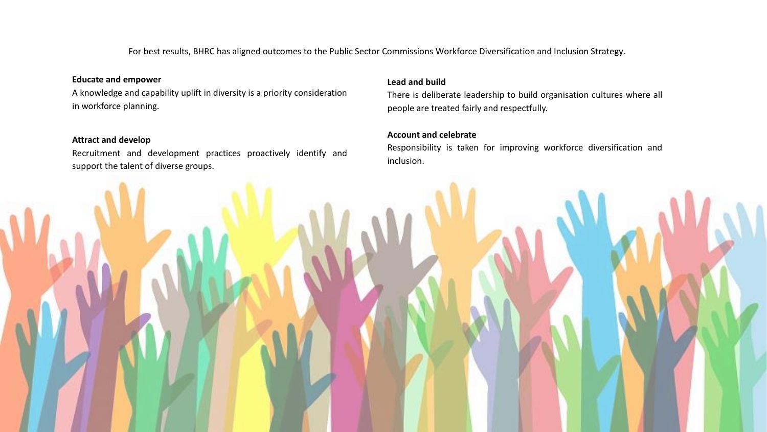For best results, BHRC has aligned outcomes to the Public Sector Commissions Workforce Diversification and Inclusion Strategy.

**Educate and empower**

A knowledge and capability uplift in diversity is a priority consideration in workforce planning.

**Attract and develop**

Recruitment and development practices proactively identify and support the talent of diverse groups.

**Lead and build**

There is deliberate leadership to build organisation cultures where all people are treated fairly and respectfully.

**Account and celebrate**

Responsibility is taken for improving workforce diversification and inclusion.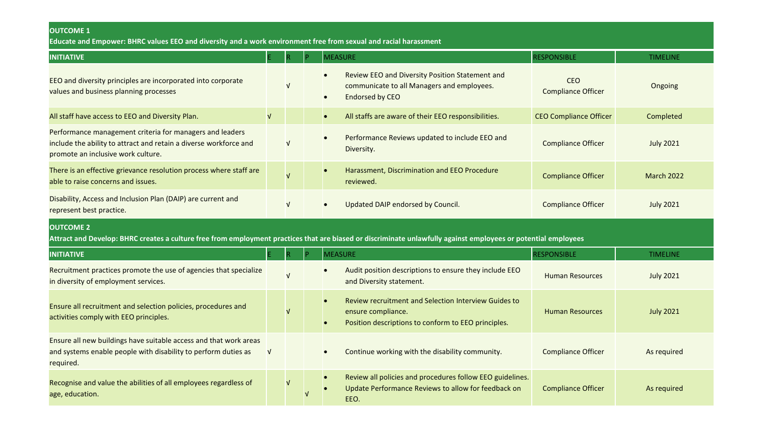**OUTCOME 1**

**Educate and Empower: BHRC values EEO and diversity and a work environment free from sexual and racial harassment**

| INITIATIVE | E | R | P | MEASURE | RESPONSIBLE | TIMELINE |
|---|---|---|---|---|---|---|
| EEO and diversity principles are incorporated into corporate values and business planning processes | | √ | | • Review EEO and Diversity Position Statement and communicate to all Managers and employees.<br>• Endorsed by CEO | CEO Compliance Officer | Ongoing |
| All staff have access to EEO and Diversity Plan. | √ | | | • All staffs are aware of their EEO responsibilities. | CEO Compliance Officer | Completed |
| Performance management criteria for managers and leaders include the ability to attract and retain a diverse workforce and promote an inclusive work culture. | | √ | | • Performance Reviews updated to include EEO and Diversity. | Compliance Officer | July 2021 |
| There is an effective grievance resolution process where staff are able to raise concerns and issues. | | √ | | • Harassment, Discrimination and EEO Procedure reviewed. | Compliance Officer | March 2022 |
| Disability, Access and Inclusion Plan (DAIP) are current and represent best practice. | | √ | | • Updated DAIP endorsed by Council. | Compliance Officer | July 2021 |

**OUTCOME 2**

**Attract and Develop: BHRC creates a culture free from employment practices that are biased or discriminate unlawfully against employees or potential employees**

| INITIATIVE | E | R | P | MEASURE | RESPONSIBLE | TIMELINE |
|---|---|---|---|---|---|---|
| Recruitment practices promote the use of agencies that specialize in diversity of employment services. | | √ | | • Audit position descriptions to ensure they include EEO and Diversity statement. | Human Resources | July 2021 |
| Ensure all recruitment and selection policies, procedures and activities comply with EEO principles. | | √ | | • Review recruitment and Selection Interview Guides to ensure compliance.<br>• Position descriptions to conform to EEO principles. | Human Resources | July 2021 |
| Ensure all new buildings have suitable access and that work areas and systems enable people with disability to perform duties as required. | √ | | | • Continue working with the disability community. | Compliance Officer | As required |
| Recognise and value the abilities of all employees regardless of age, education. | | √ | √ | • Review all policies and procedures follow EEO guidelines.<br>• Update Performance Reviews to allow for feedback on EEO. | Compliance Officer | As required |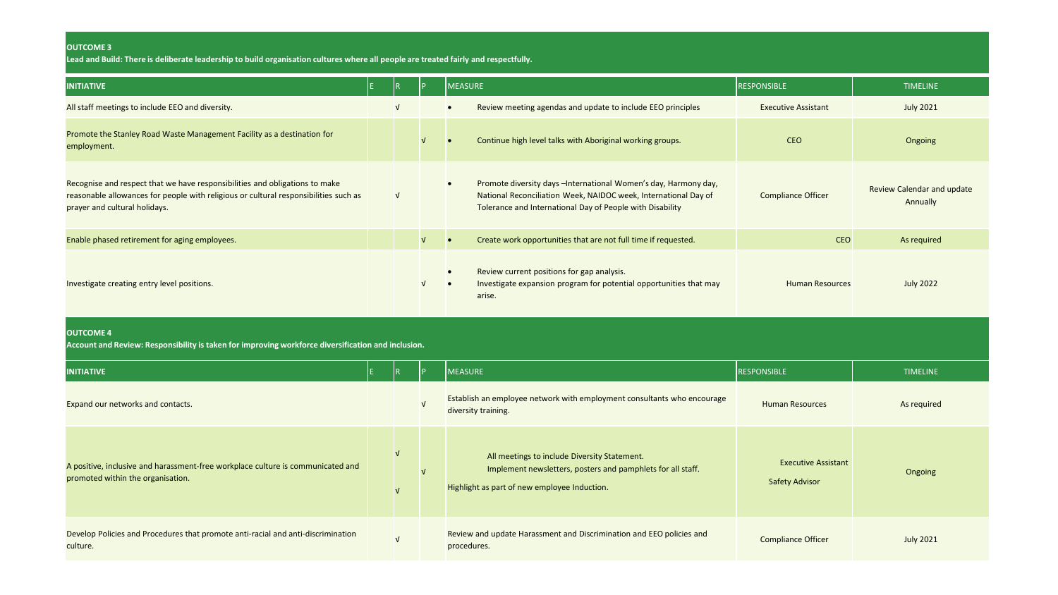**OUTCOME 3**

**Lead and Build: There is deliberate leadership to build organisation cultures where all people are treated fairly and respectfully.**

| INITIATIVE | E | R | P | MEASURE | RESPONSIBLE | TIMELINE |
|---|---|---|---|---|---|---|
| All staff meetings to include EEO and diversity. | | √ | | • Review meeting agendas and update to include EEO principles | Executive Assistant | July 2021 |
| Promote the Stanley Road Waste Management Facility as a destination for employment. | | | √ | • Continue high level talks with Aboriginal working groups. | CEO | Ongoing |
| Recognise and respect that we have responsibilities and obligations to make reasonable allowances for people with religious or cultural responsibilities such as prayer and cultural holidays. | | √ | | • Promote diversity days –International Women's day, Harmony day, National Reconciliation Week, NAIDOC week, International Day of Tolerance and International Day of People with Disability | Compliance Officer | Review Calendar and update Annually |
| Enable phased retirement for aging employees. | | | √ | • Create work opportunities that are not full time if requested. | CEO | As required |
| Investigate creating entry level positions. | | | √ | • Review current positions for gap analysis.<br>• Investigate expansion program for potential opportunities that may arise. | Human Resources | July 2022 |

**OUTCOME 4**

**Account and Review: Responsibility is taken for improving workforce diversification and inclusion.**

| INITIATIVE | E | R | P | MEASURE | RESPONSIBLE | TIMELINE |
|---|---|---|---|---|---|---|
| Expand our networks and contacts. | | | √ | Establish an employee network with employment consultants who encourage diversity training. | Human Resources | As required |
| A positive, inclusive and harassment-free workplace culture is communicated and promoted within the organisation. | | √<br>√ | √ | All meetings to include Diversity Statement.<br>Implement newsletters, posters and pamphlets for all staff.<br>Highlight as part of new employee Induction. | Executive Assistant<br>Safety Advisor | Ongoing |
| Develop Policies and Procedures that promote anti-racial and anti-discrimination culture. | | √ | | Review and update Harassment and Discrimination and EEO policies and procedures. | Compliance Officer | July 2021 |